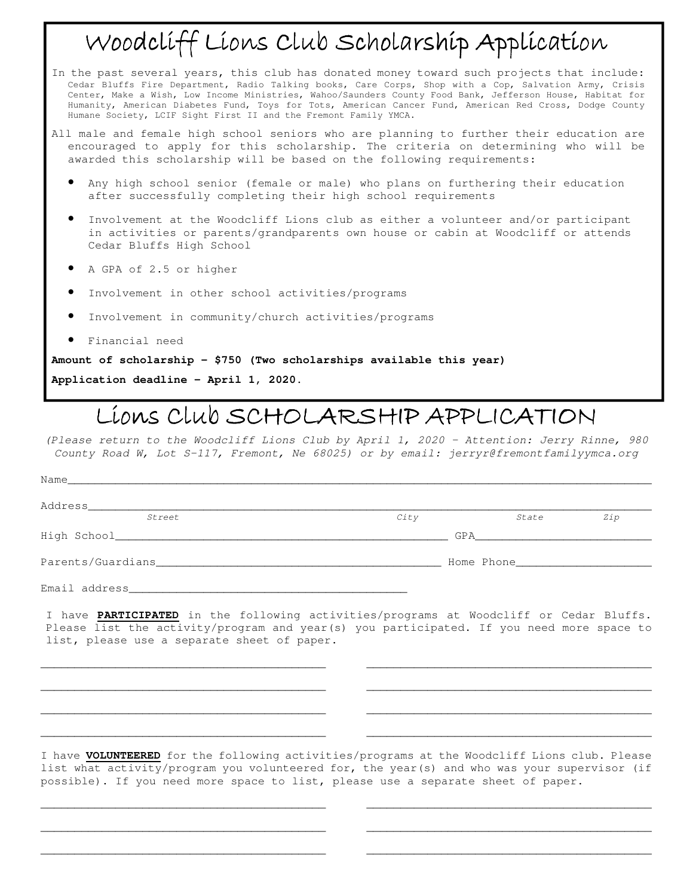# Woodcliff Lions Club Scholarship Application

In the past several years, this club has donated money toward such projects that include: Cedar Bluffs Fire Department, Radio Talking books, Care Corps, Shop with a Cop, Salvation Army, Crisis Center, Make a Wish, Low Income Ministries, Wahoo/Saunders County Food Bank, Jefferson House, Habitat for Humanity, American Diabetes Fund, Toys for Tots, American Cancer Fund, American Red Cross, Dodge County Humane Society, LCIF Sight First II and the Fremont Family YMCA.

All male and female high school seniors who are planning to further their education are encouraged to apply for this scholarship. The criteria on determining who will be awarded this scholarship will be based on the following requirements:

- Any high school senior (female or male) who plans on furthering their education after successfully completing their high school requirements
- Involvement at the Woodcliff Lions club as either a volunteer and/or participant in activities or parents/grandparents own house or cabin at Woodcliff or attends Cedar Bluffs High School
- A GPA of 2.5 or higher
- Involvement in other school activities/programs
- Involvement in community/church activities/programs
- Financial need

**Amount of scholarship – $750 (Two scholarships available this year)**

**Application deadline – April 1, 2020.**

# Lions Club SCHOLARSHIP APPLICATION

*(Please return to the Woodcliff Lions Club by April 1, 2020 – Attention: Jerry Rinne, 980 County Road W, Lot S-117, Fremont, Ne 68025) or by email: jerryr@fremontfamilyymca.org*

Name___________________________________________________________________________

Address________________________________________________________________________
*Street* *City* *State* *Zip*

High School__________________________________________ GPA______________________

Parents/Guardians____________________________________ Home Phone________________

Email address____________________________________

I have **PARTICIPATED** in the following activities/programs at Woodcliff or Cedar Bluffs. Please list the activity/program and year(s) you participated. If you need more space to list, please use a separate sheet of paper.

________________________________________ ________________________________________

________________________________________ ________________________________________

________________________________________ ________________________________________

________________________________________ ________________________________________

I have **VOLUNTEERED** for the following activities/programs at the Woodcliff Lions club. Please list what activity/program you volunteered for, the year(s) and who was your supervisor (if possible). If you need more space to list, please use a separate sheet of paper.

________________________________________ ________________________________________

________________________________________ ________________________________________

________________________________________ ________________________________________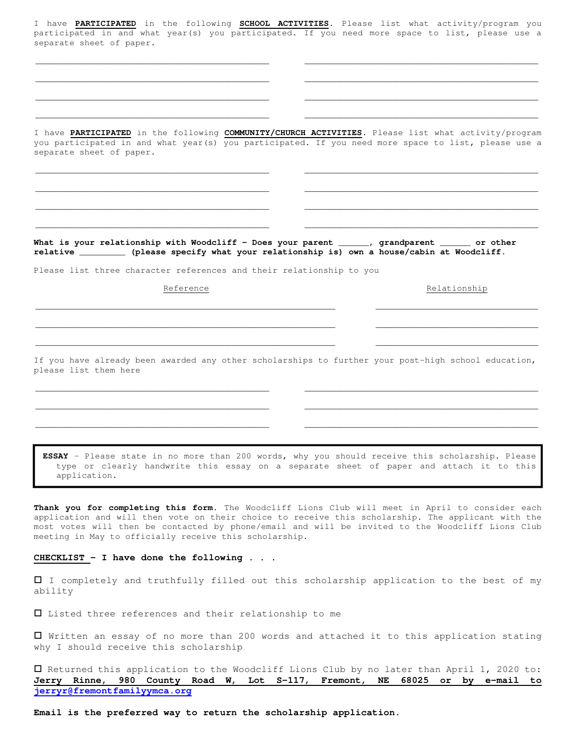I have **PARTICIPATED** in the following **SCHOOL ACTIVITIES**. Please list what activity/program you participated in and what year(s) you participated. If you need more space to list, please use a separate sheet of paper.

_____________________________________________ _____________________________________________

_____________________________________________ _____________________________________________

_____________________________________________ _____________________________________________

_____________________________________________ _____________________________________________

I have **PARTICIPATED** in the following **COMMUNITY/CHURCH ACTIVITIES**. Please list what activity/program you participated in and what year(s) you participated. If you need more space to list, please use a separate sheet of paper.

_____________________________________________ _____________________________________________

_____________________________________________ _____________________________________________

_____________________________________________ _____________________________________________

_____________________________________________ _____________________________________________

**What is your relationship with Woodcliff – Does your parent ______, grandparent ______ or other relative _________ (please specify what your relationship is) own a house/cabin at Woodcliff.**

Please list three character references and their relationship to you

| Reference | Relationship |
|---|---|
| | |
| | |
| | |

If you have already been awarded any other scholarships to further your post-high school education, please list them here

_____________________________________________ _____________________________________________

_____________________________________________ _____________________________________________

_____________________________________________ _____________________________________________

**ESSAY** – Please state in no more than 200 words, why you should receive this scholarship. Please type or clearly handwrite this essay on a separate sheet of paper and attach it to this application.

**Thank you for completing this form.** The Woodcliff Lions Club will meet in April to consider each application and will then vote on their choice to receive this scholarship. The applicant with the most votes will then be contacted by phone/email and will be invited to the Woodcliff Lions Club meeting in May to officially receive this scholarship.

**CHECKLIST – I have done the following . . .**

- ☐ I completely and truthfully filled out this scholarship application to the best of my ability

- ☐ Listed three references and their relationship to me

- ☐ Written an essay of no more than 200 words and attached it to this application stating why I should receive this scholarship

- ☐ Returned this application to the Woodcliff Lions Club by no later than April 1, 2020 to: **Jerry Rinne, 980 County Road W, Lot S-117, Fremont, NE 68025 or by e-mail to jerryr@fremontfamilyymca.org**

**Email is the preferred way to return the scholarship application.**